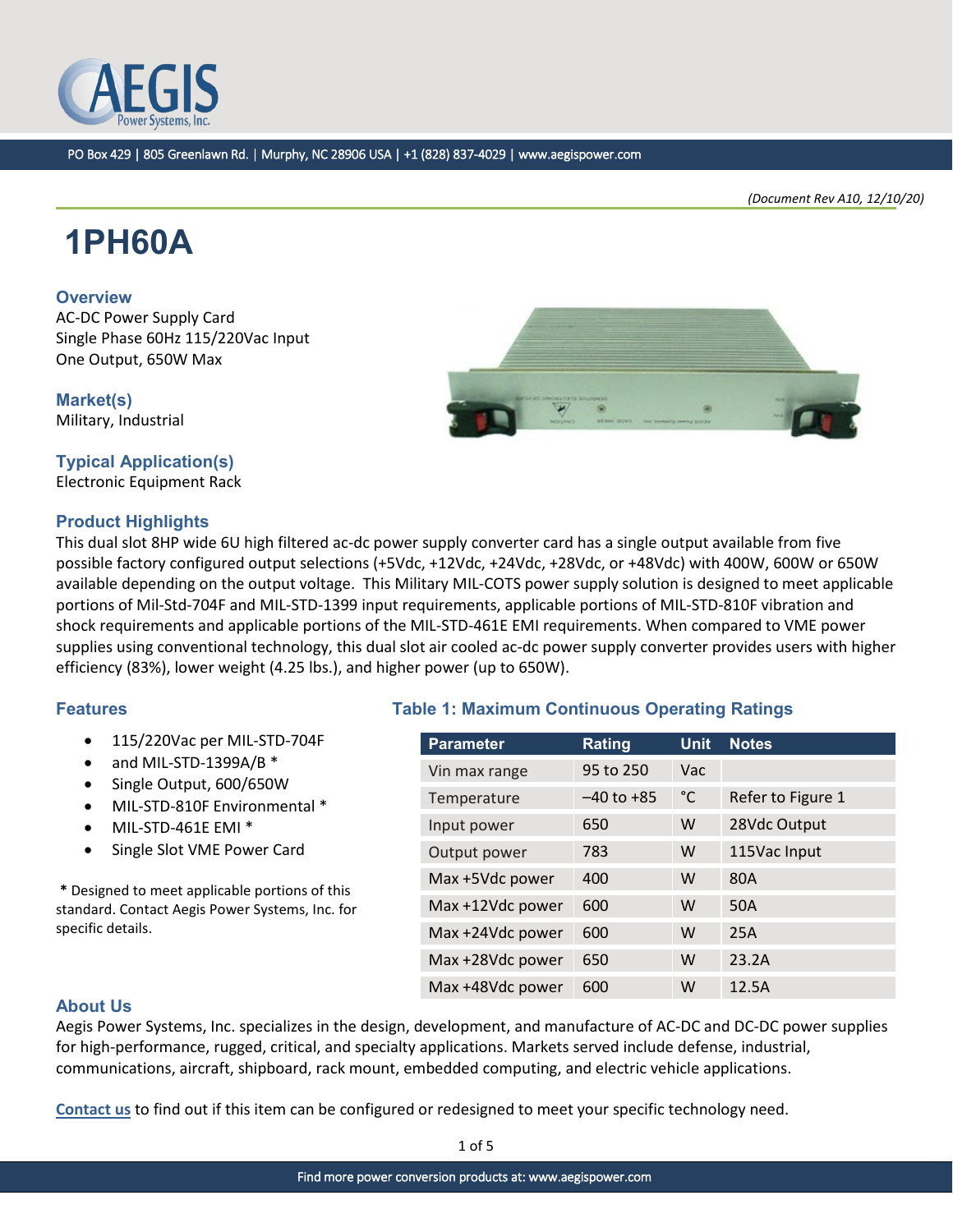PO Box 429 | 805 Greenlawn Rd. | Murphy, NC 28906 USA | +1 (828) 837-4029 | www.aegispower.com

*(Document Rev A10, 12/10/20)*

# 1PH60A

## Overview

AC-DC Power Supply Card
Single Phase 60Hz 115/220Vac Input
One Output, 650W Max

## Market(s)

Military, Industrial

## Typical Application(s)

Electronic Equipment Rack

## Product Highlights

This dual slot 8HP wide 6U high filtered ac-dc power supply converter card has a single output available from five possible factory configured output selections (+5Vdc, +12Vdc, +24Vdc, +28Vdc, or +48Vdc) with 400W, 600W or 650W available depending on the output voltage. This Military MIL-COTS power supply solution is designed to meet applicable portions of Mil-Std-704F and MIL-STD-1399 input requirements, applicable portions of MIL-STD-810F vibration and shock requirements and applicable portions of the MIL-STD-461E EMI requirements. When compared to VME power supplies using conventional technology, this dual slot air cooled ac-dc power supply converter provides users with higher efficiency (83%), lower weight (4.25 lbs.), and higher power (up to 650W).

## Features

- 115/220Vac per MIL-STD-704F
- and MIL-STD-1399A/B *
- Single Output, 600/650W
- MIL-STD-810F Environmental *
- MIL-STD-461E EMI *
- Single Slot VME Power Card

**\*** Designed to meet applicable portions of this standard. Contact Aegis Power Systems, Inc. for specific details.

## Table 1: Maximum Continuous Operating Ratings

| Parameter | Rating | Unit | Notes |
|---|---|---|---|
| Vin max range | 95 to 250 | Vac | |
| Temperature | –40 to +85 | °C | Refer to Figure 1 |
| Input power | 650 | W | 28Vdc Output |
| Output power | 783 | W | 115Vac Input |
| Max +5Vdc power | 400 | W | 80A |
| Max +12Vdc power | 600 | W | 50A |
| Max +24Vdc power | 600 | W | 25A |
| Max +28Vdc power | 650 | W | 23.2A |
| Max +48Vdc power | 600 | W | 12.5A |

## About Us

Aegis Power Systems, Inc. specializes in the design, development, and manufacture of AC-DC and DC-DC power supplies for high-performance, rugged, critical, and specialty applications. Markets served include defense, industrial, communications, aircraft, shipboard, rack mount, embedded computing, and electric vehicle applications.

Contact us to find out if this item can be configured or redesigned to meet your specific technology need.

Find more power conversion products at: www.aegispower.com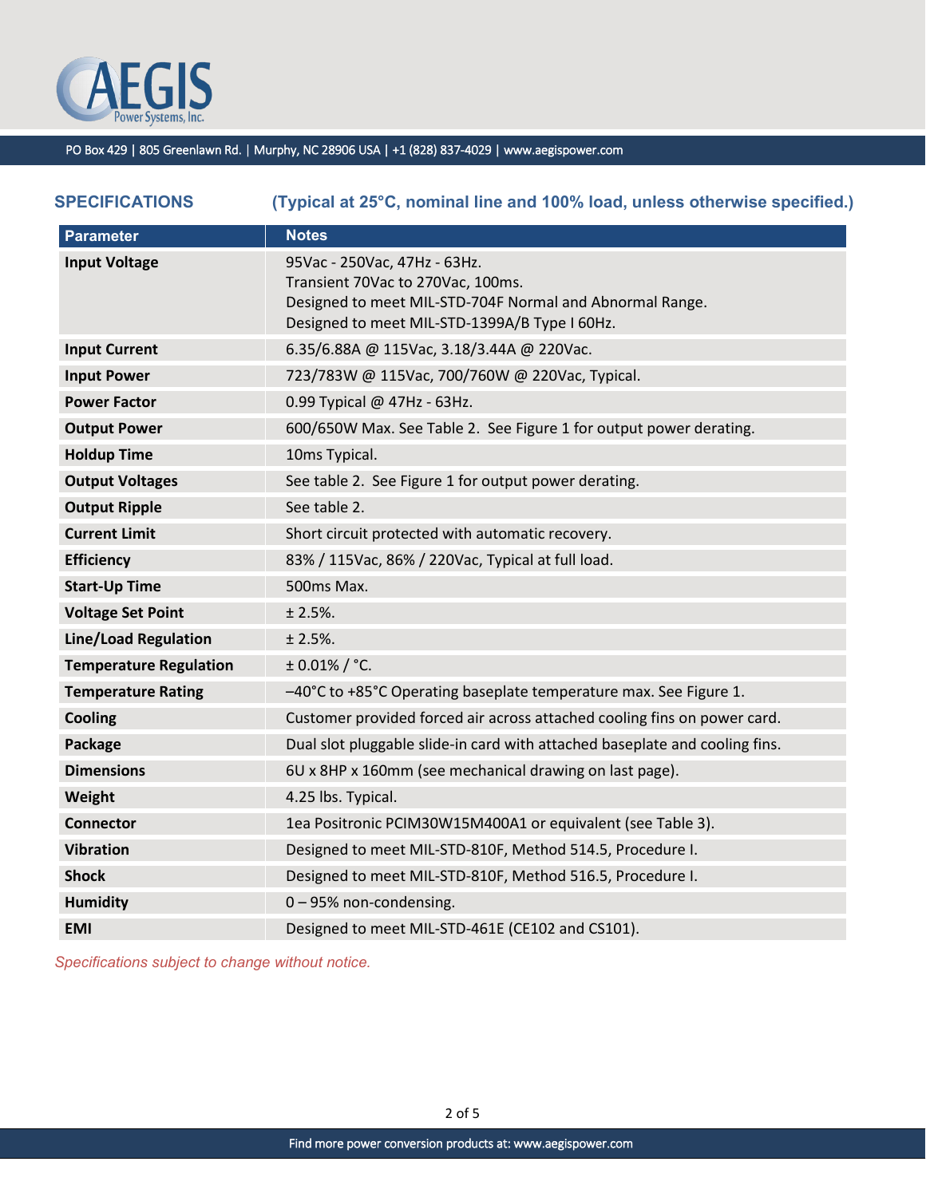## SPECIFICATIONS

**(Typical at 25°C, nominal line and 100% load, unless otherwise specified.)**

| Parameter | Notes |
|---|---|
| **Input Voltage** | 95Vac - 250Vac, 47Hz - 63Hz.<br>Transient 70Vac to 270Vac, 100ms.<br>Designed to meet MIL-STD-704F Normal and Abnormal Range.<br>Designed to meet MIL-STD-1399A/B Type I 60Hz. |
| **Input Current** | 6.35/6.88A @ 115Vac, 3.18/3.44A @ 220Vac. |
| **Input Power** | 723/783W @ 115Vac, 700/760W @ 220Vac, Typical. |
| **Power Factor** | 0.99 Typical @ 47Hz - 63Hz. |
| **Output Power** | 600/650W Max. See Table 2. See Figure 1 for output power derating. |
| **Holdup Time** | 10ms Typical. |
| **Output Voltages** | See table 2. See Figure 1 for output power derating. |
| **Output Ripple** | See table 2. |
| **Current Limit** | Short circuit protected with automatic recovery. |
| **Efficiency** | 83% / 115Vac, 86% / 220Vac, Typical at full load. |
| **Start-Up Time** | 500ms Max. |
| **Voltage Set Point** | ± 2.5%. |
| **Line/Load Regulation** | ± 2.5%. |
| **Temperature Regulation** | ± 0.01% / °C. |
| **Temperature Rating** | –40°C to +85°C Operating baseplate temperature max. See Figure 1. |
| **Cooling** | Customer provided forced air across attached cooling fins on power card. |
| **Package** | Dual slot pluggable slide-in card with attached baseplate and cooling fins. |
| **Dimensions** | 6U x 8HP x 160mm (see mechanical drawing on last page). |
| **Weight** | 4.25 lbs. Typical. |
| **Connector** | 1ea Positronic PCIM30W15M400A1 or equivalent (see Table 3). |
| **Vibration** | Designed to meet MIL-STD-810F, Method 514.5, Procedure I. |
| **Shock** | Designed to meet MIL-STD-810F, Method 516.5, Procedure I. |
| **Humidity** | 0 – 95% non-condensing. |
| **EMI** | Designed to meet MIL-STD-461E (CE102 and CS101). |

*Specifications subject to change without notice.*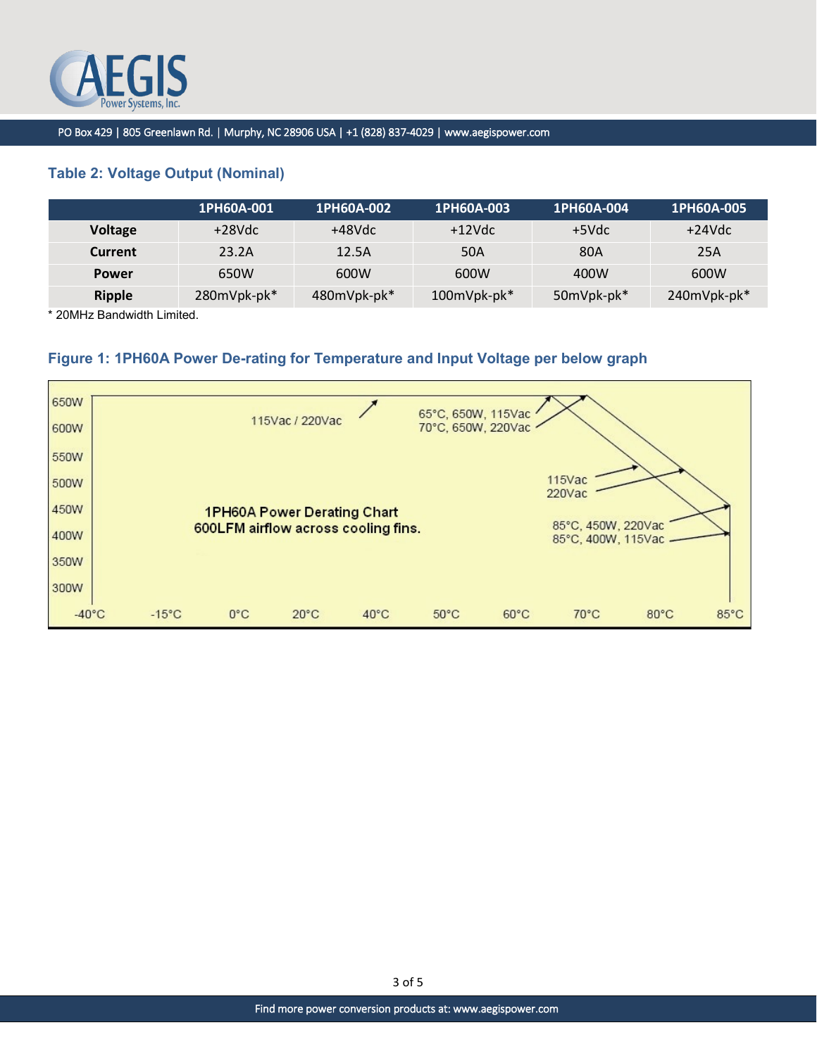### Table 2: Voltage Output (Nominal)

| | 1PH60A-001 | 1PH60A-002 | 1PH60A-003 | 1PH60A-004 | 1PH60A-005 |
|---|---|---|---|---|---|
| **Voltage** | +28Vdc | +48Vdc | +12Vdc | +5Vdc | +24Vdc |
| **Current** | 23.2A | 12.5A | 50A | 80A | 25A |
| **Power** | 650W | 600W | 600W | 400W | 600W |
| **Ripple** | 280mVpk-pk* | 480mVpk-pk* | 100mVpk-pk* | 50mVpk-pk* | 240mVpk-pk* |

* 20MHz Bandwidth Limited.

### Figure 1: 1PH60A Power De-rating for Temperature and Input Voltage per below graph

1PH60A Power Derating Chart
600LFM airflow across cooling fins.

115Vac / 220Vac

65°C, 650W, 115Vac
70°C, 650W, 220Vac

115Vac
220Vac

85°C, 450W, 220Vac
85°C, 400W, 115Vac

650W, 600W, 550W, 500W, 450W, 400W, 350W, 300W

-40°C, -15°C, 0°C, 20°C, 40°C, 50°C, 60°C, 70°C, 80°C, 85°C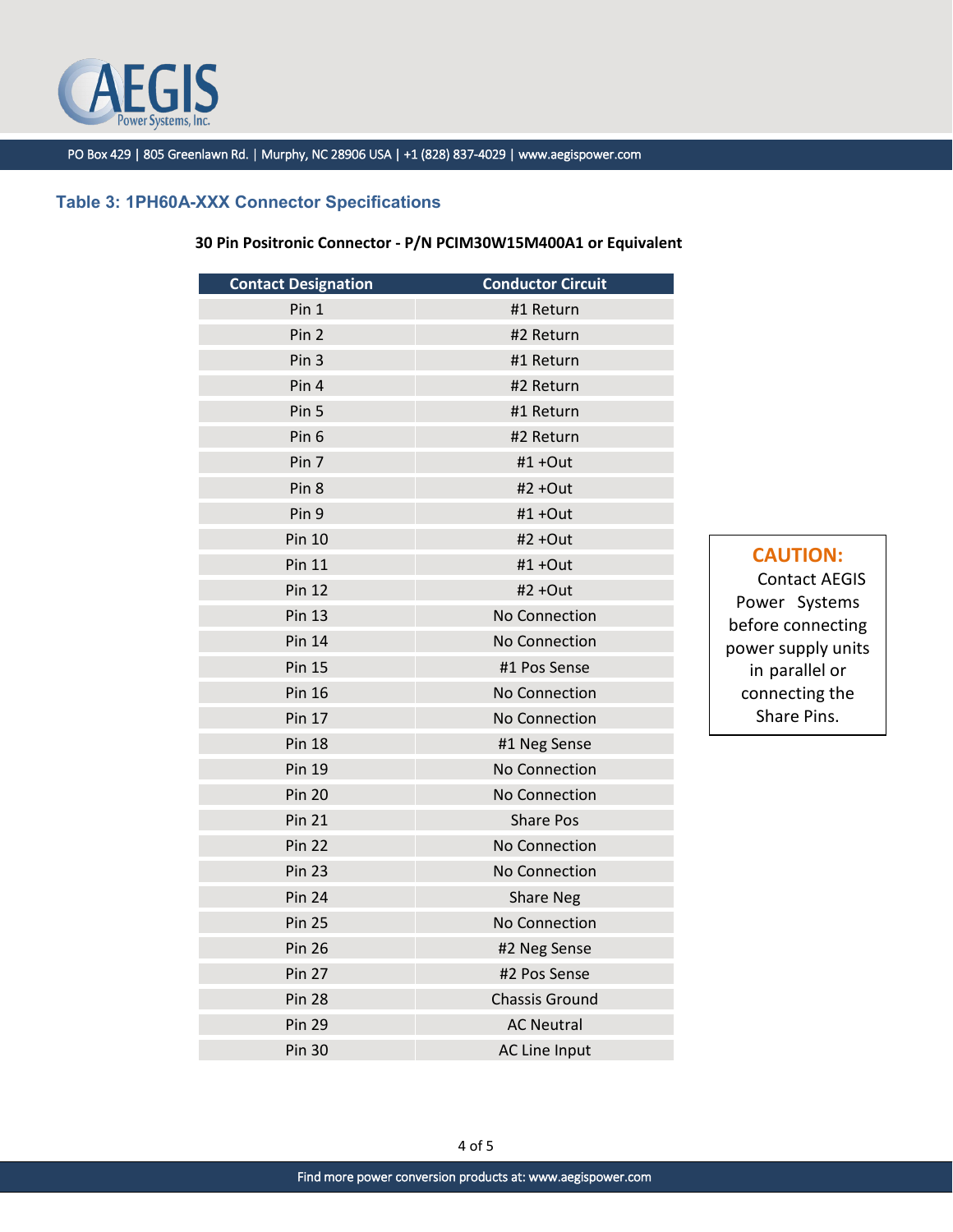## Table 3: 1PH60A-XXX Connector Specifications

**30 Pin Positronic Connector - P/N PCIM30W15M400A1 or Equivalent**

| Contact Designation | Conductor Circuit |
|---|---|
| Pin 1 | #1 Return |
| Pin 2 | #2 Return |
| Pin 3 | #1 Return |
| Pin 4 | #2 Return |
| Pin 5 | #1 Return |
| Pin 6 | #2 Return |
| Pin 7 | #1 +Out |
| Pin 8 | #2 +Out |
| Pin 9 | #1 +Out |
| Pin 10 | #2 +Out |
| Pin 11 | #1 +Out |
| Pin 12 | #2 +Out |
| Pin 13 | No Connection |
| Pin 14 | No Connection |
| Pin 15 | #1 Pos Sense |
| Pin 16 | No Connection |
| Pin 17 | No Connection |
| Pin 18 | #1 Neg Sense |
| Pin 19 | No Connection |
| Pin 20 | No Connection |
| Pin 21 | Share Pos |
| Pin 22 | No Connection |
| Pin 23 | No Connection |
| Pin 24 | Share Neg |
| Pin 25 | No Connection |
| Pin 26 | #2 Neg Sense |
| Pin 27 | #2 Pos Sense |
| Pin 28 | Chassis Ground |
| Pin 29 | AC Neutral |
| Pin 30 | AC Line Input |

**CAUTION:** Contact AEGIS Power Systems before connecting power supply units in parallel or connecting the Share Pins.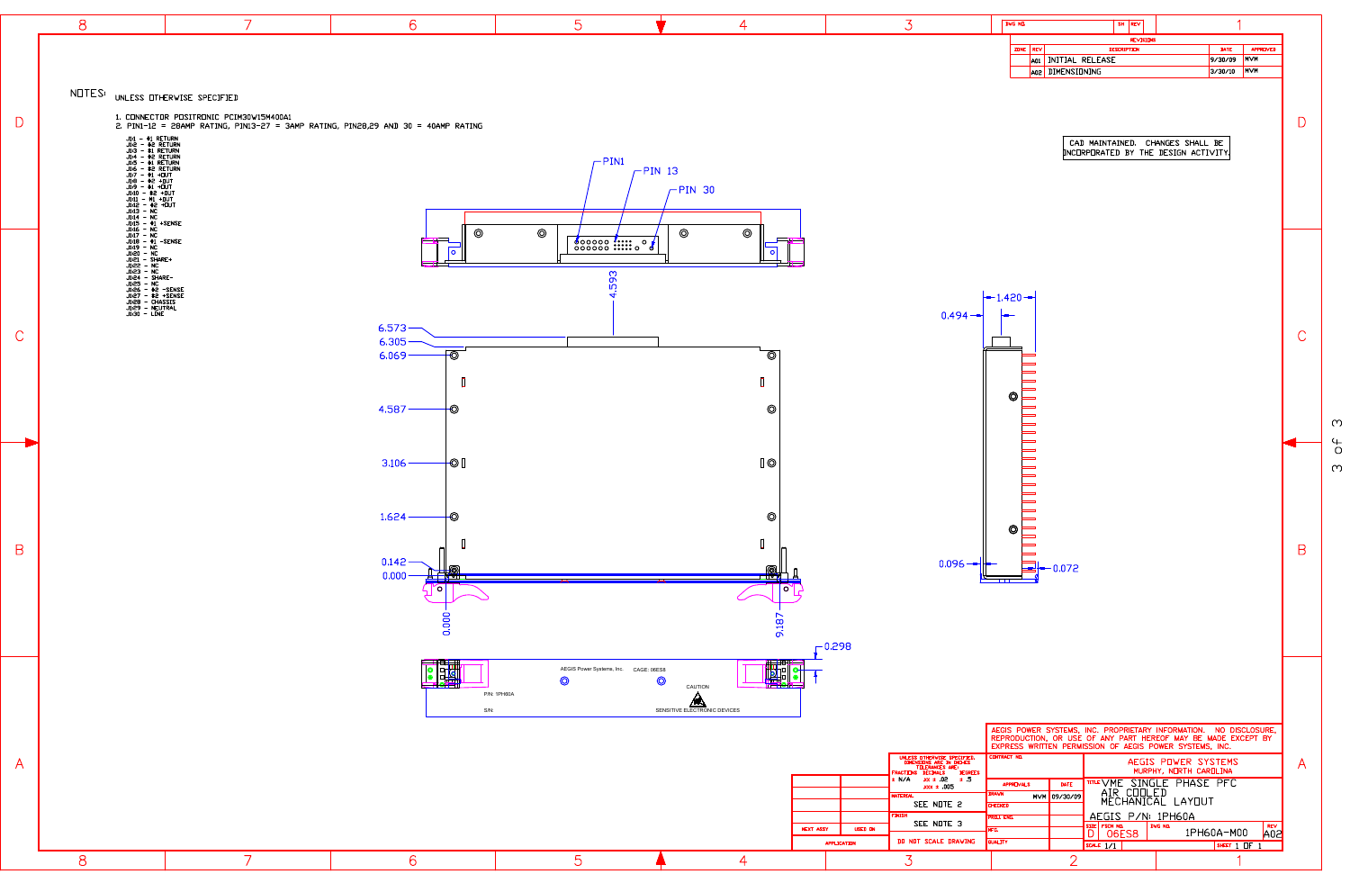| ZONE | REV | DESCRIPTION | DATE | APPROVED |
| --- | --- | --- | --- | --- |
| | A01 | INITIAL RELEASE | 9/30/09 | MVM |
| | A02 | DIMENSIONING | 3/30/10 | MVM |

NOTES: UNLESS OTHERWISE SPECIFIED

1. CONNECTOR POSITRONIC PCIM30W15M400A1
2. PIN1-12 = 28AMP RATING, PIN13-27 = 3AMP RATING, PIN28,29 AND 30 = 40AMP RATING

- J1 - Φ1 RETURN
- J2 - Φ2 RETURN
- J3 - Φ1 RETURN
- J4 - Φ2 RETURN
- J5 - Φ1 RETURN
- J6 - Φ2 RETURN
- J7 - Φ1 +OUT
- J8 - Φ2 +OUT
- J9 - Φ1 +OUT
- J10 - Φ2 +OUT
- J11 - Φ1 +OUT
- J12 - Φ2 +OUT
- J13 - NC
- J14 - NC
- J15 - Φ1 +SENSE
- J16 - NC
- J17 - NC
- J18 - Φ1 -SENSE
- J19 - NC
- J20 - NC
- J21 - SHARE+
- J22 - NC
- J23 - NC
- J24 - SHARE-
- J25 - NC
- J26 - Φ2 -SENSE
- J27 - Φ2 +SENSE
- J28 - CHASSIS
- J29 - NEUTRAL
- J30 - LINE

CAD MAINTAINED. CHANGES SHALL BE INCORPORATED BY THE DESIGN ACTIVITY.

PIN1
PIN 13
PIN 30
4.593
6.573
6.305
6.069
4.587
3.106
1.624
0.142
0.000
0.000
9.187
1.420
0.494
0.096
0.072
0.298

AEGIS Power Systems, Inc. CAGE: 06ES8
P/N: 1PH60A
S/N:
CAUTION
SENSITIVE ELECTRONIC DEVICES

AEGIS POWER SYSTEMS, INC. PROPRIETARY INFORMATION. NO DISCLOSURE, REPRODUCTION, OR USE OF ANY PART HEREOF MAY BE MADE EXCEPT BY EXPRESS WRITTEN PERMISSION OF AEGIS POWER SYSTEMS, INC.

UNLESS OTHERWISE SPECIFIED, DIMENSIONS ARE IN INCHES
TOLERANCES ARE:
FRACTIONS ± N/A DECIMALS .XX ± .02 .XXX ± .005 DEGREES ± .5

MATERIAL: SEE NOTE 2
FINISH: SEE NOTE 3
DO NOT SCALE DRAWING

NEXT ASSY | USED ON
APPLICATION

| APPROVALS | | DATE |
| --- | --- | --- |
| DRAWN | MVM | 09/30/09 |
| CHECKED | | |
| PROD ENG | | |
| MFG | | |
| QUALITY | | |

AEGIS POWER SYSTEMS
MURPHY, NORTH CAROLINA

TITLE: VME SINGLE PHASE PFC AIR COOLED MECHANICAL LAYOUT
AEGIS P/N: 1PH60A

| SIZE | FSCM NO. | DWG NO. | REV |
| --- | --- | --- | --- |
| D | 06ES8 | 1PH60A-M00 | A02 |

SCALE 1/1 SHEET 1 OF 1